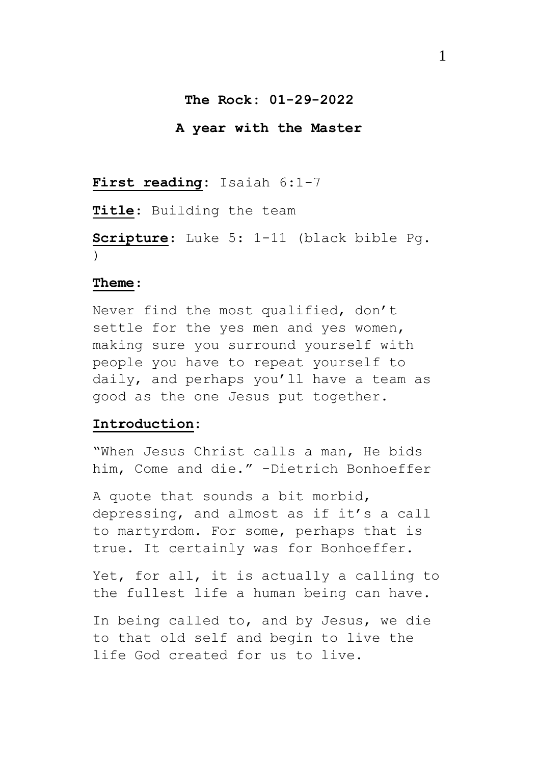**The Rock: 01-29-2022**

**A year with the Master**

**First reading**: Isaiah 6:1-7

**Title**: Building the team

**Scripture**: Luke 5: 1-11 (black bible Pg. )

**Theme**:

Never find the most qualified, don't settle for the yes men and yes women, making sure you surround yourself with people you have to repeat yourself to daily, and perhaps you'll have a team as good as the one Jesus put together.

**Introduction**:

"When Jesus Christ calls a man, He bids him, Come and die." -Dietrich Bonhoeffer

A quote that sounds a bit morbid, depressing, and almost as if it's a call to martyrdom. For some, perhaps that is true. It certainly was for Bonhoeffer.

Yet, for all, it is actually a calling to the fullest life a human being can have.

In being called to, and by Jesus, we die to that old self and begin to live the life God created for us to live.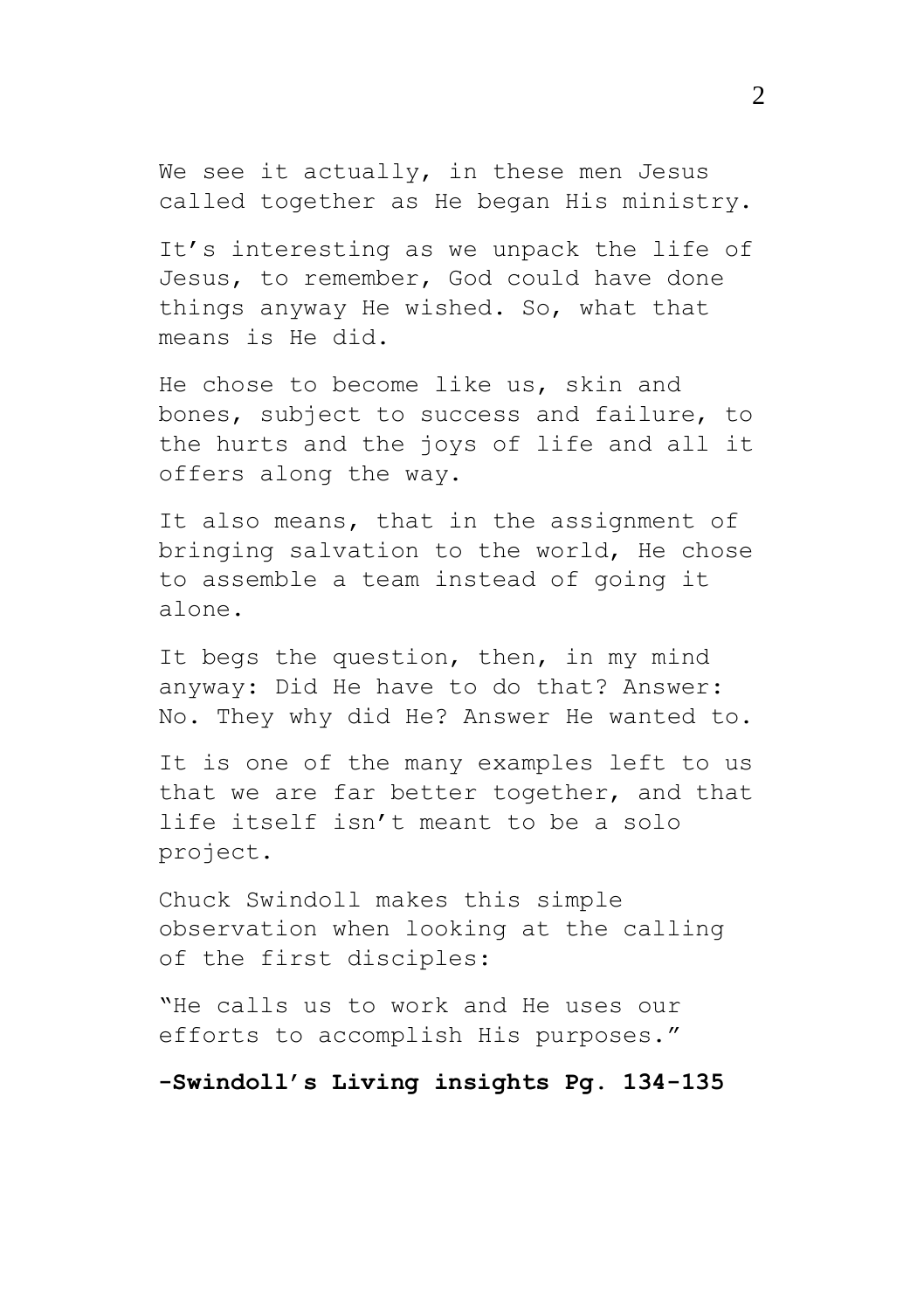We see it actually, in these men Jesus called together as He began His ministry.

It's interesting as we unpack the life of Jesus, to remember, God could have done things anyway He wished. So, what that means is He did.

He chose to become like us, skin and bones, subject to success and failure, to the hurts and the joys of life and all it offers along the way.

It also means, that in the assignment of bringing salvation to the world, He chose to assemble a team instead of going it alone.

It begs the question, then, in my mind anyway: Did He have to do that? Answer: No. They why did He? Answer He wanted to.

It is one of the many examples left to us that we are far better together, and that life itself isn't meant to be a solo project.

Chuck Swindoll makes this simple observation when looking at the calling of the first disciples:

"He calls us to work and He uses our efforts to accomplish His purposes."

**-Swindoll's Living insights Pg. 134-135**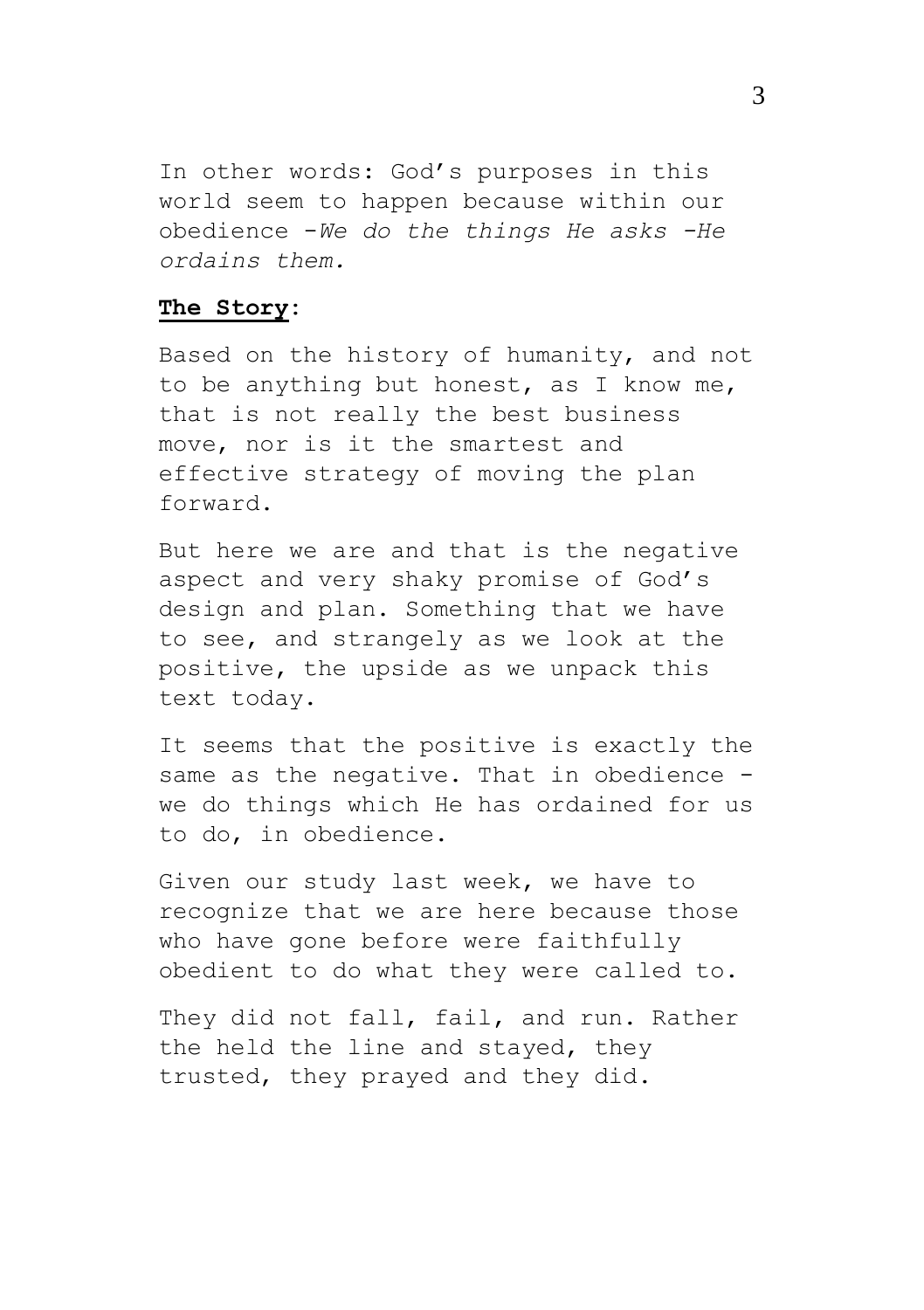In other words: God's purposes in this world seem to happen because within our obedience -*We do the things He asks -He ordains them.*

**The Story**:

Based on the history of humanity, and not to be anything but honest, as I know me, that is not really the best business move, nor is it the smartest and effective strategy of moving the plan forward.

But here we are and that is the negative aspect and very shaky promise of God's design and plan. Something that we have to see, and strangely as we look at the positive, the upside as we unpack this text today.

It seems that the positive is exactly the same as the negative. That in obedience - we do things which He has ordained for us to do, in obedience.

Given our study last week, we have to recognize that we are here because those who have gone before were faithfully obedient to do what they were called to.

They did not fall, fail, and run. Rather the held the line and stayed, they trusted, they prayed and they did.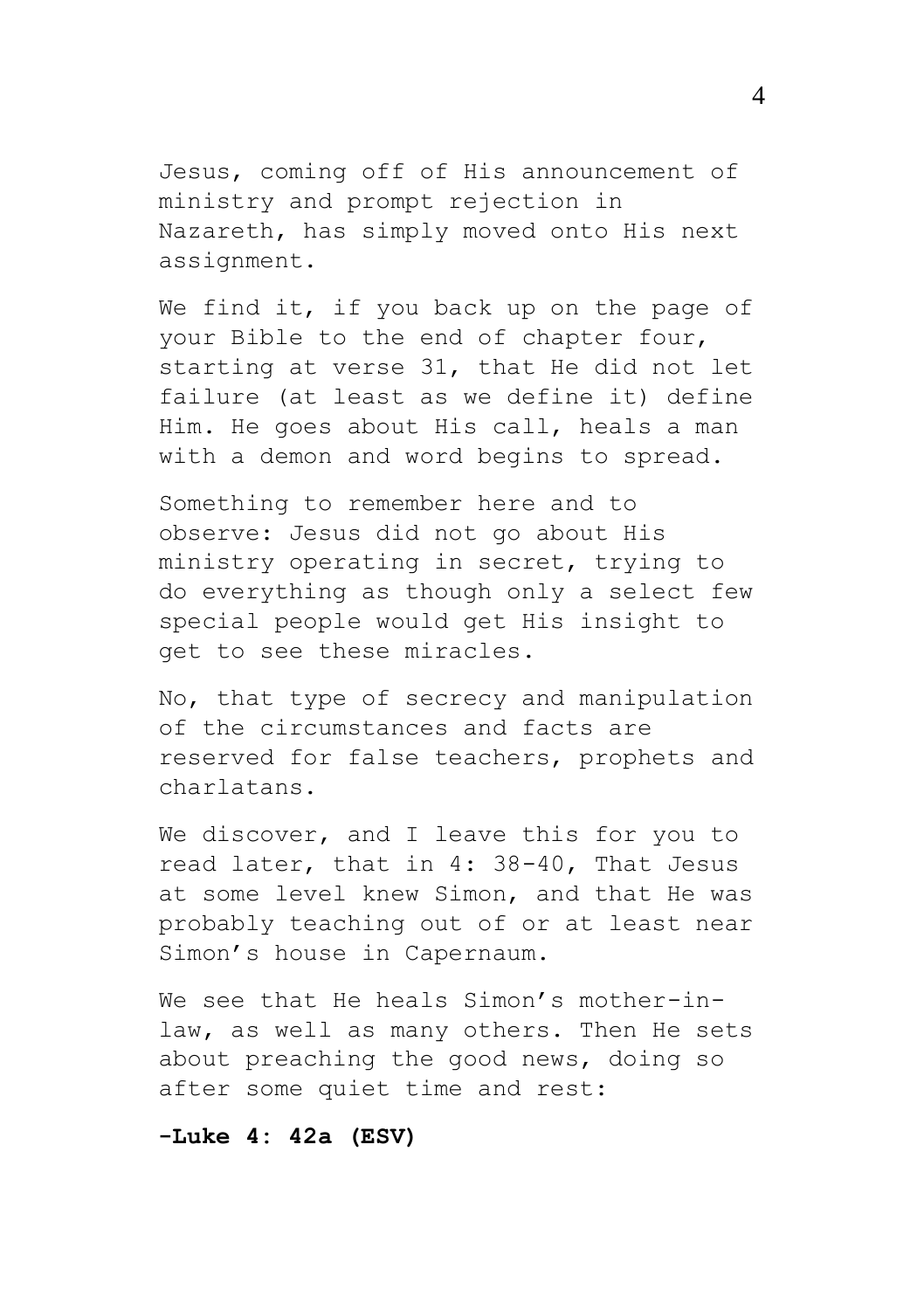Jesus, coming off of His announcement of ministry and prompt rejection in Nazareth, has simply moved onto His next assignment.

We find it, if you back up on the page of your Bible to the end of chapter four, starting at verse 31, that He did not let failure (at least as we define it) define Him. He goes about His call, heals a man with a demon and word begins to spread.

Something to remember here and to observe: Jesus did not go about His ministry operating in secret, trying to do everything as though only a select few special people would get His insight to get to see these miracles.

No, that type of secrecy and manipulation of the circumstances and facts are reserved for false teachers, prophets and charlatans.

We discover, and I leave this for you to read later, that in 4: 38-40, That Jesus at some level knew Simon, and that He was probably teaching out of or at least near Simon's house in Capernaum.

We see that He heals Simon's mother-in-law, as well as many others. Then He sets about preaching the good news, doing so after some quiet time and rest:

**-Luke 4: 42a (ESV)**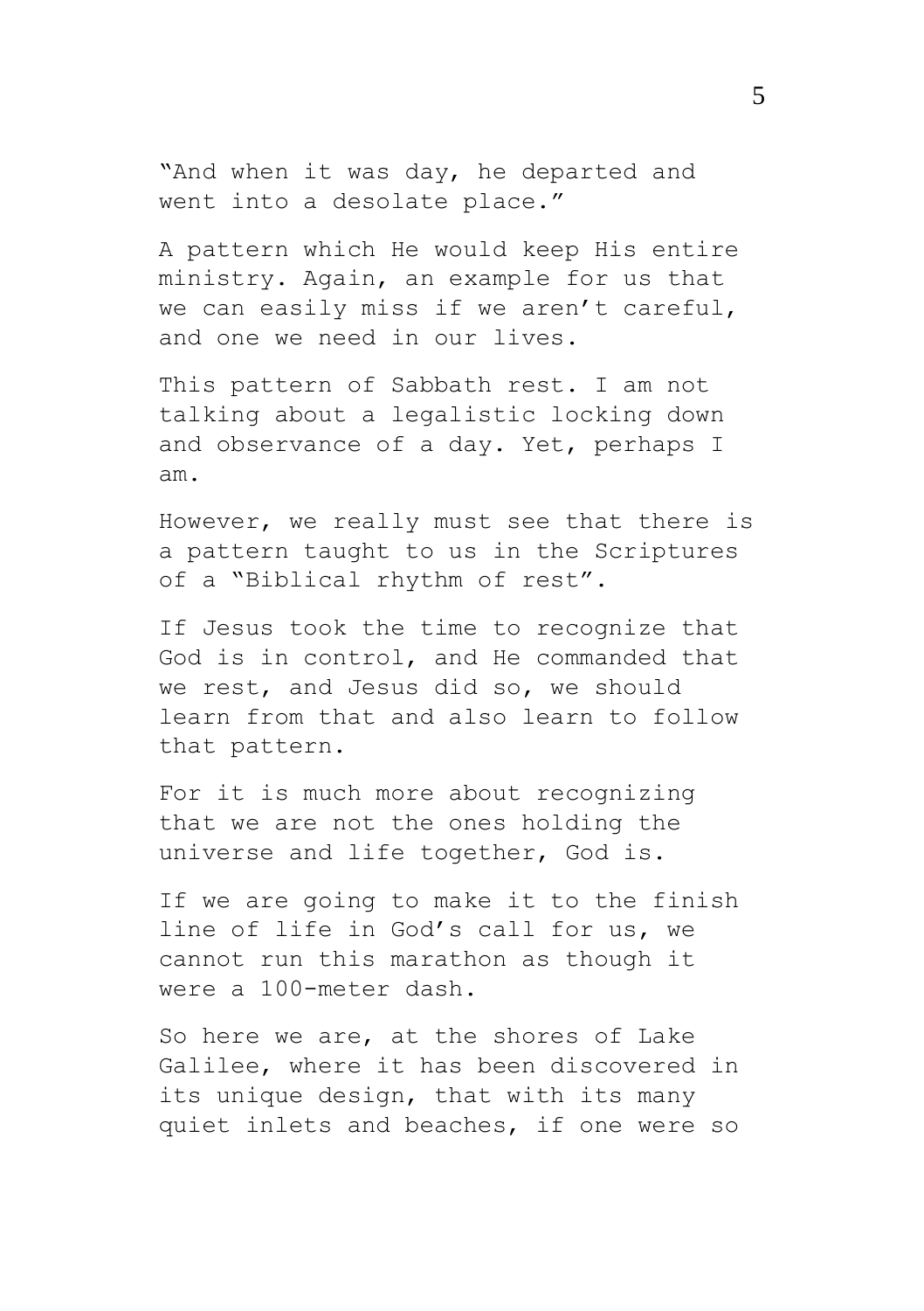"And when it was day, he departed and went into a desolate place."

A pattern which He would keep His entire ministry. Again, an example for us that we can easily miss if we aren't careful, and one we need in our lives.

This pattern of Sabbath rest. I am not talking about a legalistic locking down and observance of a day. Yet, perhaps I am.

However, we really must see that there is a pattern taught to us in the Scriptures of a "Biblical rhythm of rest".

If Jesus took the time to recognize that God is in control, and He commanded that we rest, and Jesus did so, we should learn from that and also learn to follow that pattern.

For it is much more about recognizing that we are not the ones holding the universe and life together, God is.

If we are going to make it to the finish line of life in God's call for us, we cannot run this marathon as though it were a 100-meter dash.

So here we are, at the shores of Lake Galilee, where it has been discovered in its unique design, that with its many quiet inlets and beaches, if one were so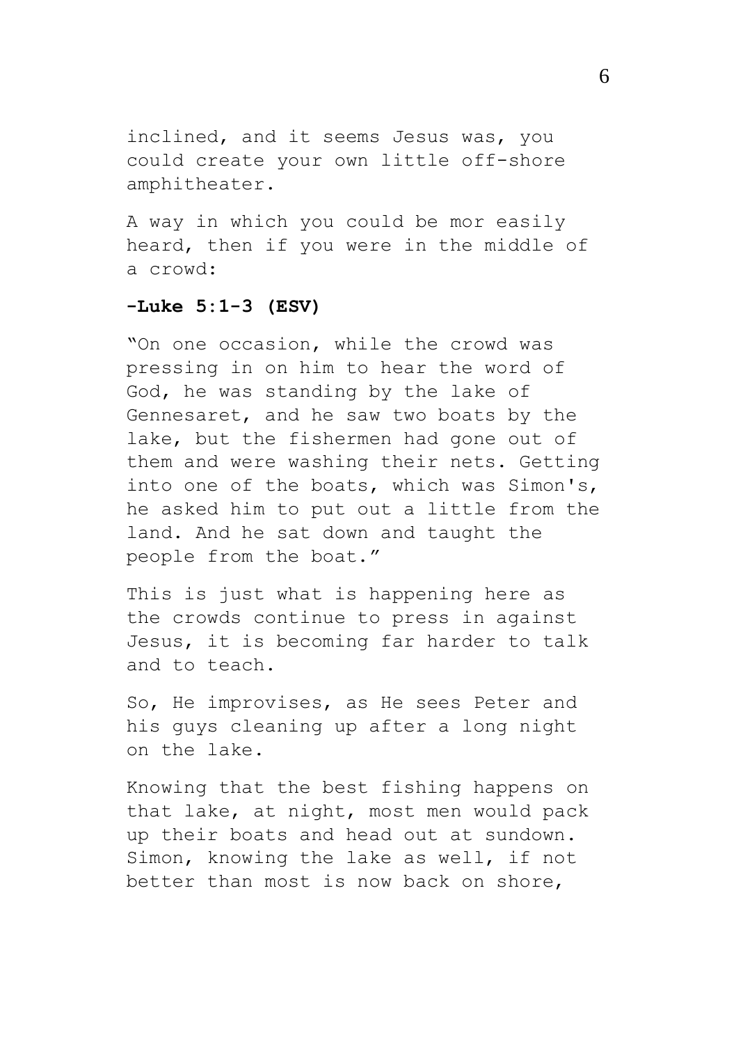inclined, and it seems Jesus was, you could create your own little off-shore amphitheater.

A way in which you could be mor easily heard, then if you were in the middle of a crowd:

**-Luke 5:1-3 (ESV)**

"On one occasion, while the crowd was pressing in on him to hear the word of God, he was standing by the lake of Gennesaret, and he saw two boats by the lake, but the fishermen had gone out of them and were washing their nets. Getting into one of the boats, which was Simon's, he asked him to put out a little from the land. And he sat down and taught the people from the boat."

This is just what is happening here as the crowds continue to press in against Jesus, it is becoming far harder to talk and to teach.

So, He improvises, as He sees Peter and his guys cleaning up after a long night on the lake.

Knowing that the best fishing happens on that lake, at night, most men would pack up their boats and head out at sundown. Simon, knowing the lake as well, if not better than most is now back on shore,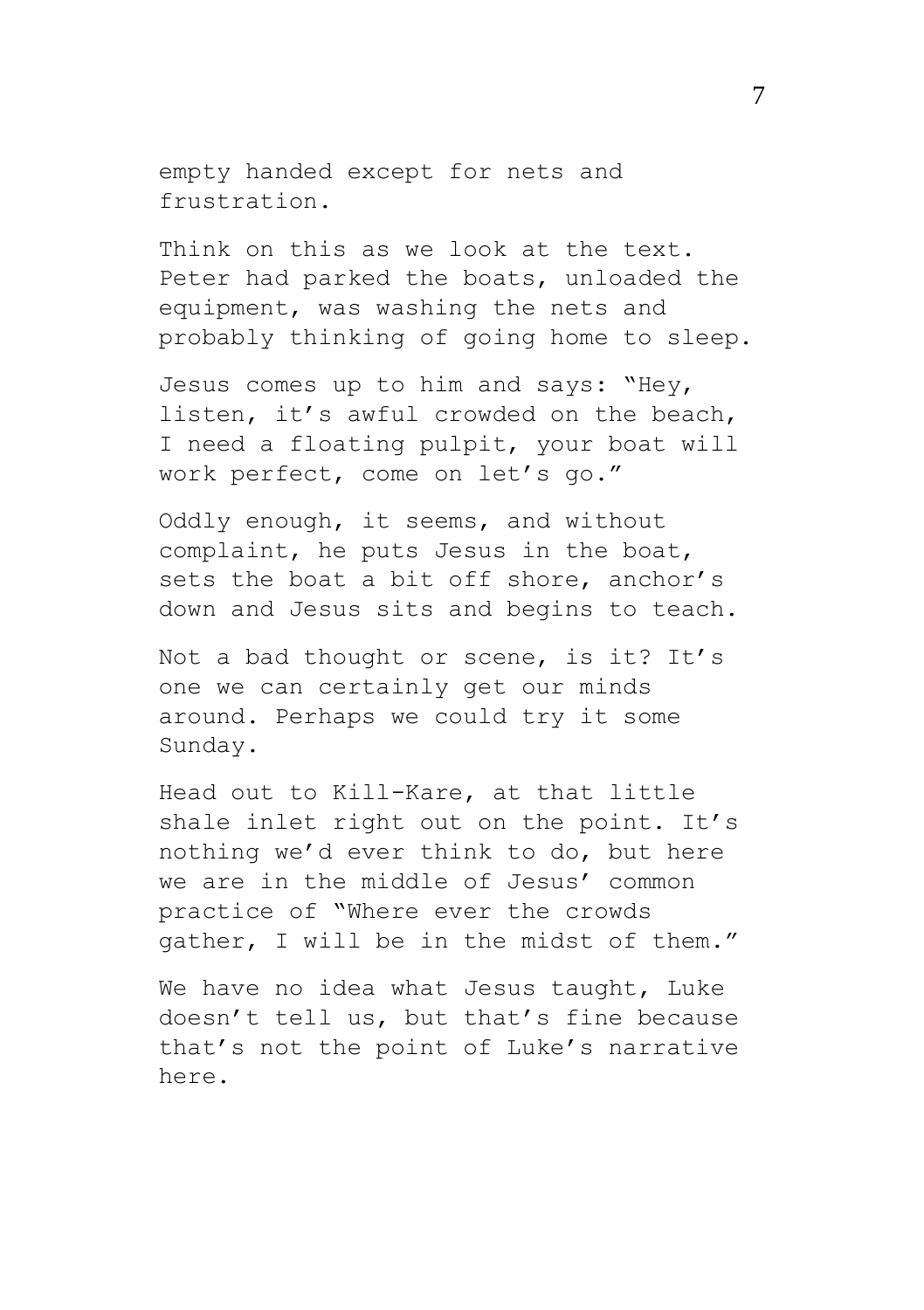empty handed except for nets and frustration.

Think on this as we look at the text. Peter had parked the boats, unloaded the equipment, was washing the nets and probably thinking of going home to sleep.

Jesus comes up to him and says: "Hey, listen, it's awful crowded on the beach, I need a floating pulpit, your boat will work perfect, come on let's go."

Oddly enough, it seems, and without complaint, he puts Jesus in the boat, sets the boat a bit off shore, anchor's down and Jesus sits and begins to teach.

Not a bad thought or scene, is it? It's one we can certainly get our minds around. Perhaps we could try it some Sunday.

Head out to Kill-Kare, at that little shale inlet right out on the point. It's nothing we'd ever think to do, but here we are in the middle of Jesus' common practice of "Where ever the crowds gather, I will be in the midst of them."

We have no idea what Jesus taught, Luke doesn't tell us, but that's fine because that's not the point of Luke's narrative here.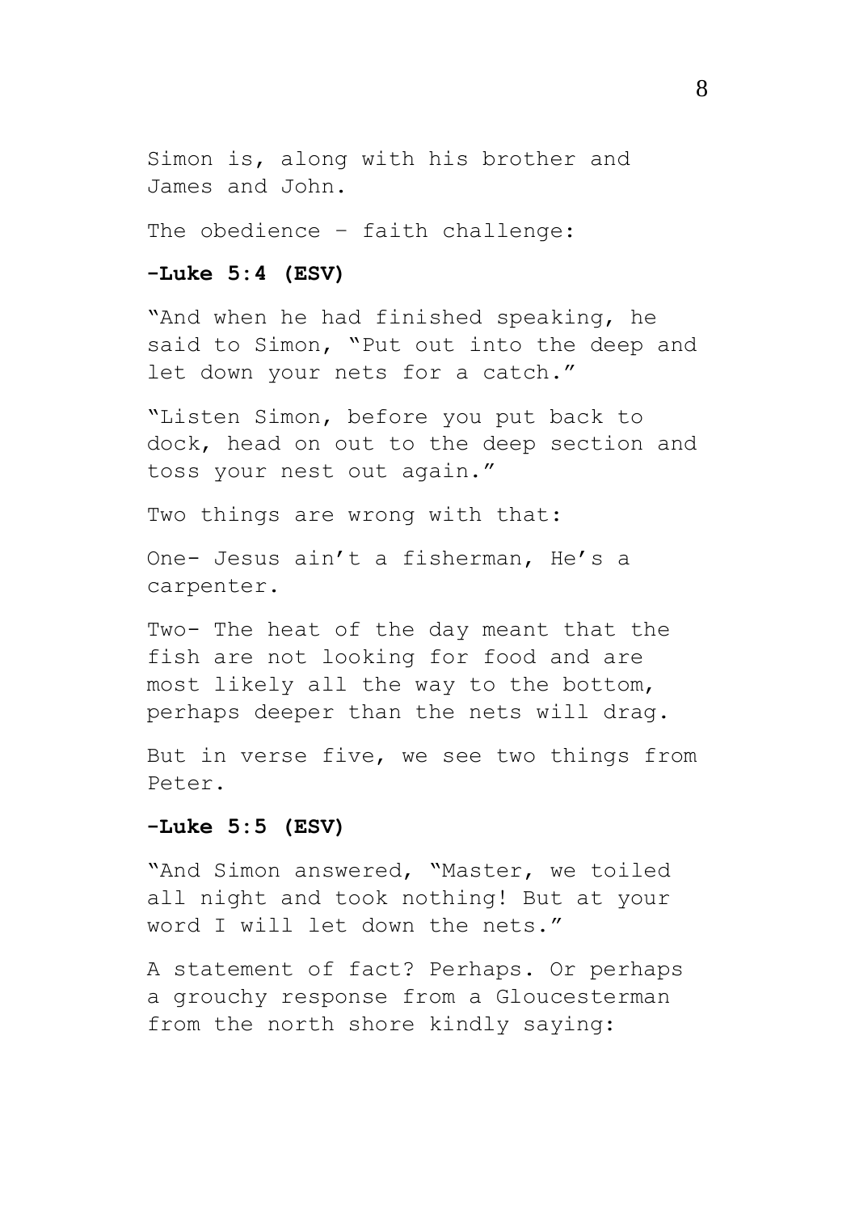Simon is, along with his brother and James and John.

The obedience – faith challenge:

**-Luke 5:4 (ESV)**

"And when he had finished speaking, he said to Simon, "Put out into the deep and let down your nets for a catch."

"Listen Simon, before you put back to dock, head on out to the deep section and toss your nest out again."

Two things are wrong with that:

One- Jesus ain't a fisherman, He's a carpenter.

Two- The heat of the day meant that the fish are not looking for food and are most likely all the way to the bottom, perhaps deeper than the nets will drag.

But in verse five, we see two things from Peter.

**-Luke 5:5 (ESV)**

"And Simon answered, "Master, we toiled all night and took nothing! But at your word I will let down the nets."

A statement of fact? Perhaps. Or perhaps a grouchy response from a Gloucesterman from the north shore kindly saying: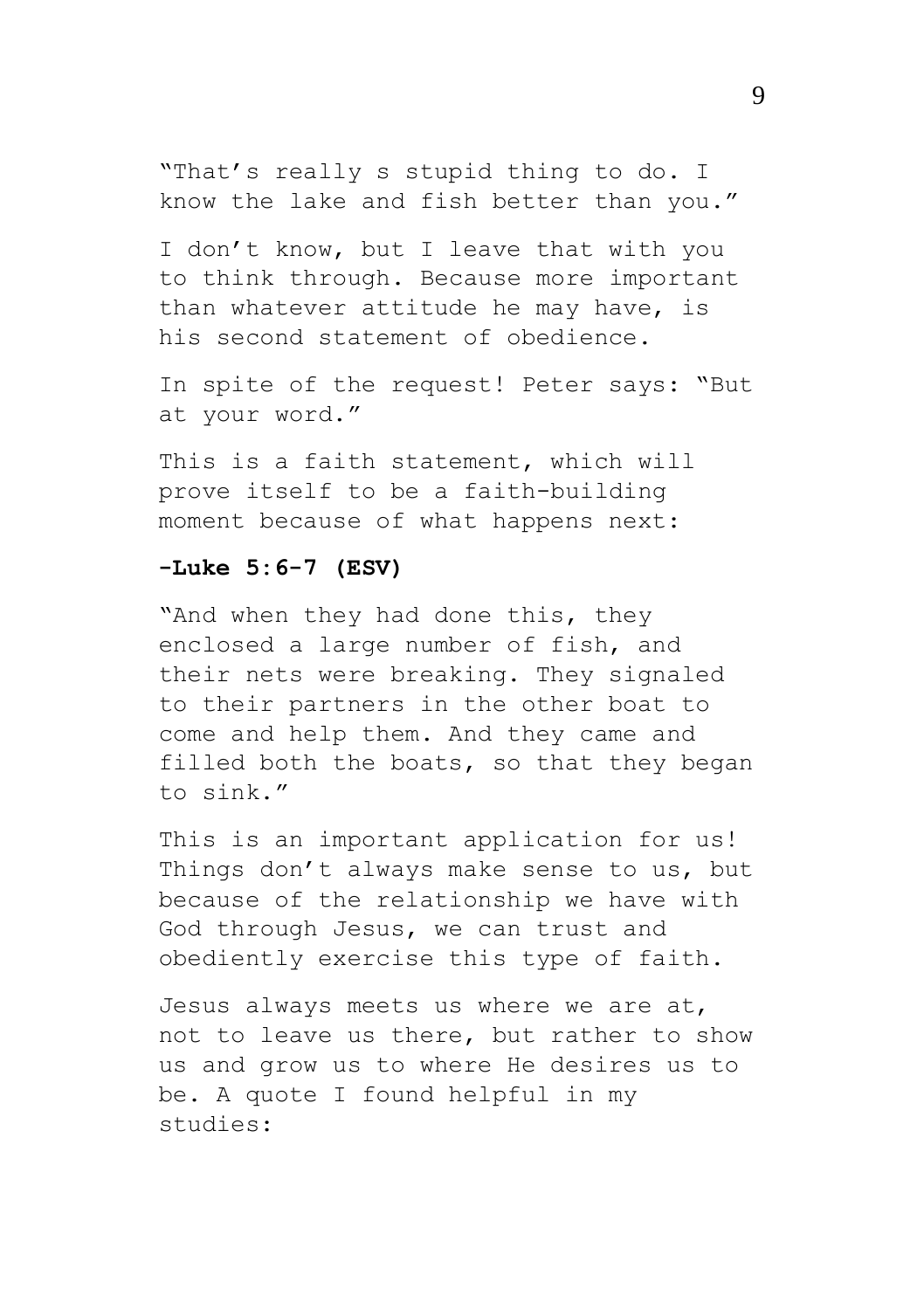"That's really s stupid thing to do. I know the lake and fish better than you."

I don't know, but I leave that with you to think through. Because more important than whatever attitude he may have, is his second statement of obedience.

In spite of the request! Peter says: "But at your word."

This is a faith statement, which will prove itself to be a faith-building moment because of what happens next:

**-Luke 5:6-7 (ESV)**

"And when they had done this, they enclosed a large number of fish, and their nets were breaking. They signaled to their partners in the other boat to come and help them. And they came and filled both the boats, so that they began to sink."

This is an important application for us! Things don't always make sense to us, but because of the relationship we have with God through Jesus, we can trust and obediently exercise this type of faith.

Jesus always meets us where we are at, not to leave us there, but rather to show us and grow us to where He desires us to be. A quote I found helpful in my studies: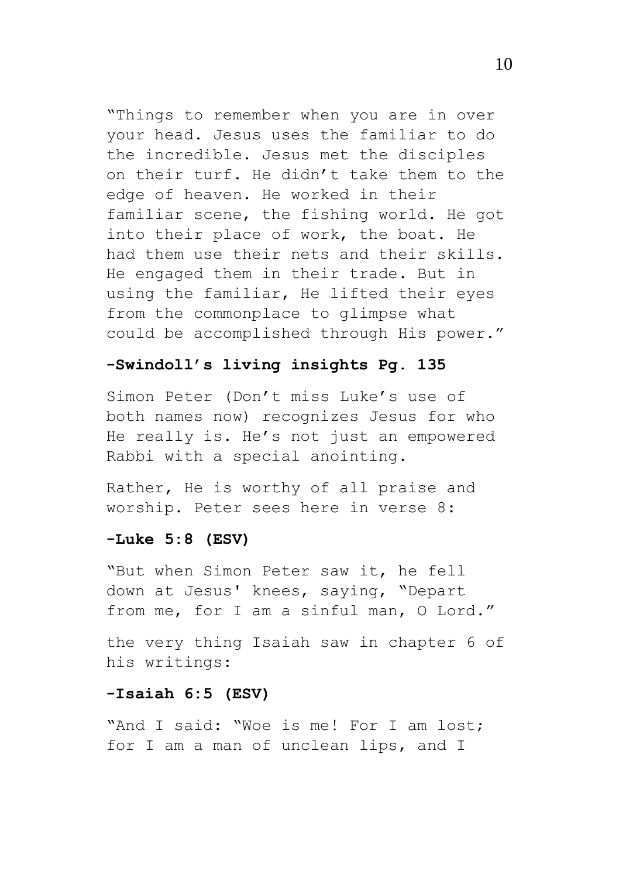"Things to remember when you are in over your head. Jesus uses the familiar to do the incredible. Jesus met the disciples on their turf. He didn't take them to the edge of heaven. He worked in their familiar scene, the fishing world. He got into their place of work, the boat. He had them use their nets and their skills. He engaged them in their trade. But in using the familiar, He lifted their eyes from the commonplace to glimpse what could be accomplished through His power."

**-Swindoll's living insights Pg. 135**

Simon Peter (Don't miss Luke's use of both names now) recognizes Jesus for who He really is. He's not just an empowered Rabbi with a special anointing.

Rather, He is worthy of all praise and worship. Peter sees here in verse 8:

**-Luke 5:8 (ESV)**

"But when Simon Peter saw it, he fell down at Jesus' knees, saying, "Depart from me, for I am a sinful man, O Lord."

the very thing Isaiah saw in chapter 6 of his writings:

**-Isaiah 6:5 (ESV)**

"And I said: "Woe is me! For I am lost; for I am a man of unclean lips, and I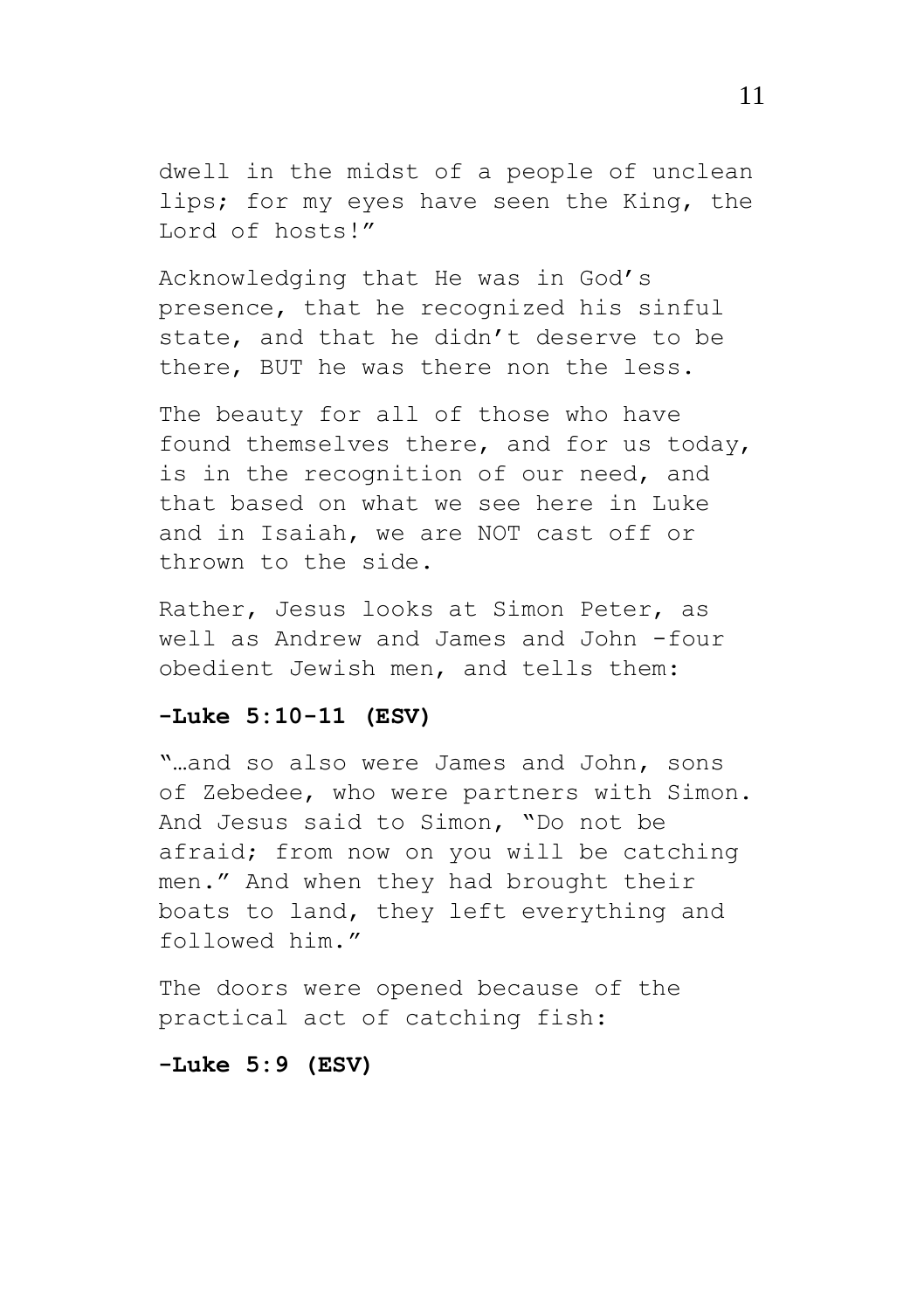dwell in the midst of a people of unclean lips; for my eyes have seen the King, the Lord of hosts!"

Acknowledging that He was in God's presence, that he recognized his sinful state, and that he didn't deserve to be there, BUT he was there non the less.

The beauty for all of those who have found themselves there, and for us today, is in the recognition of our need, and that based on what we see here in Luke and in Isaiah, we are NOT cast off or thrown to the side.

Rather, Jesus looks at Simon Peter, as well as Andrew and James and John -four obedient Jewish men, and tells them:

**-Luke 5:10-11 (ESV)**

"…and so also were James and John, sons of Zebedee, who were partners with Simon. And Jesus said to Simon, "Do not be afraid; from now on you will be catching men." And when they had brought their boats to land, they left everything and followed him."

The doors were opened because of the practical act of catching fish:

**-Luke 5:9 (ESV)**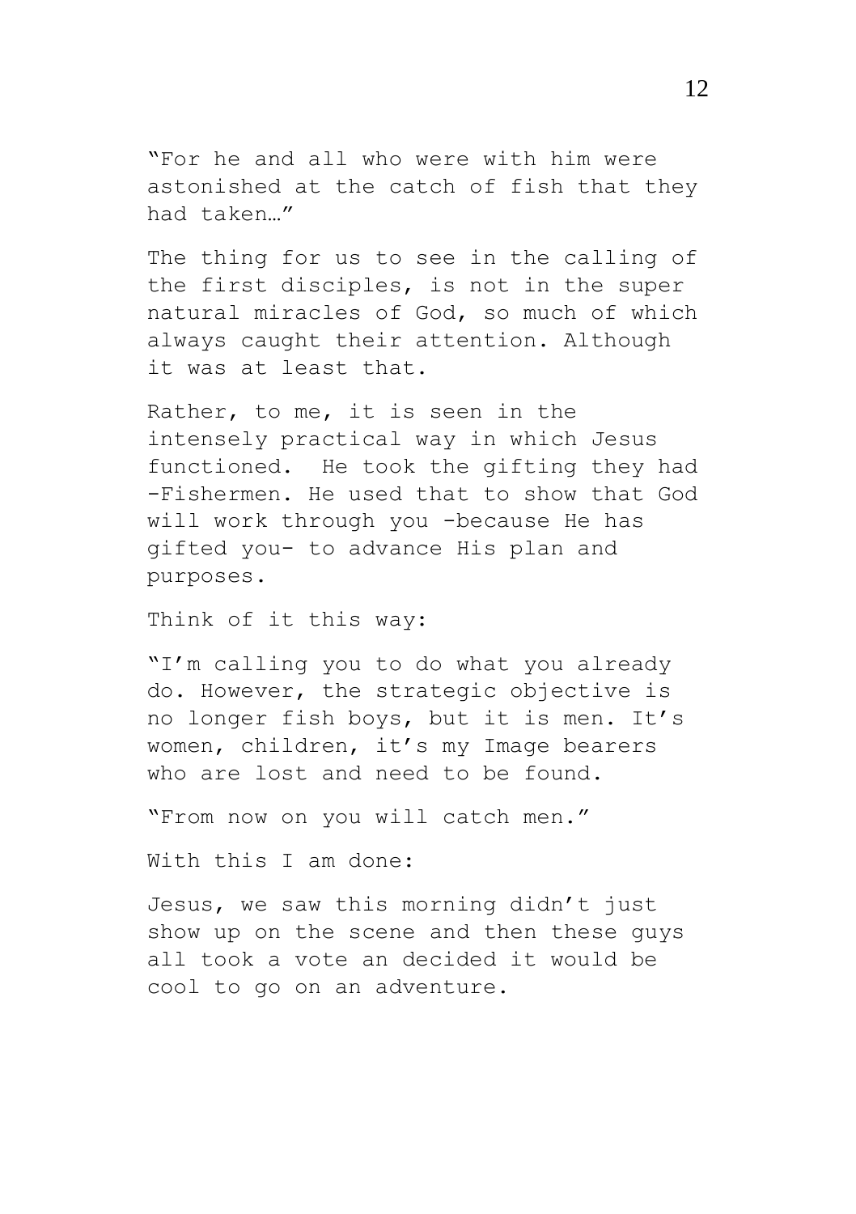"For he and all who were with him were astonished at the catch of fish that they had taken…"

The thing for us to see in the calling of the first disciples, is not in the super natural miracles of God, so much of which always caught their attention. Although it was at least that.

Rather, to me, it is seen in the intensely practical way in which Jesus functioned. He took the gifting they had -Fishermen. He used that to show that God will work through you -because He has gifted you- to advance His plan and purposes.

Think of it this way:

"I'm calling you to do what you already do. However, the strategic objective is no longer fish boys, but it is men. It's women, children, it's my Image bearers who are lost and need to be found.

"From now on you will catch men."

With this I am done:

Jesus, we saw this morning didn't just show up on the scene and then these guys all took a vote an decided it would be cool to go on an adventure.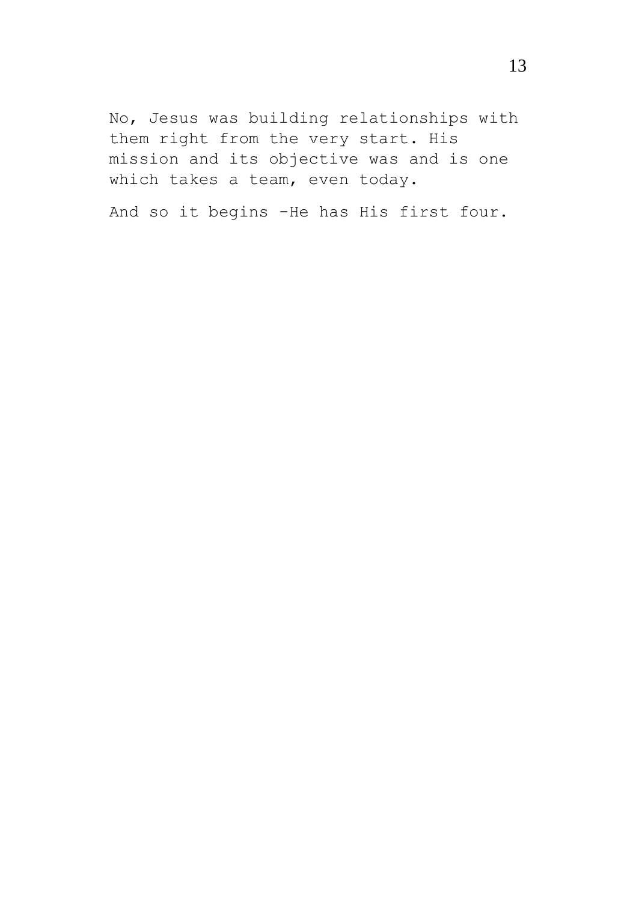No, Jesus was building relationships with them right from the very start. His mission and its objective was and is one which takes a team, even today.

And so it begins -He has His first four.